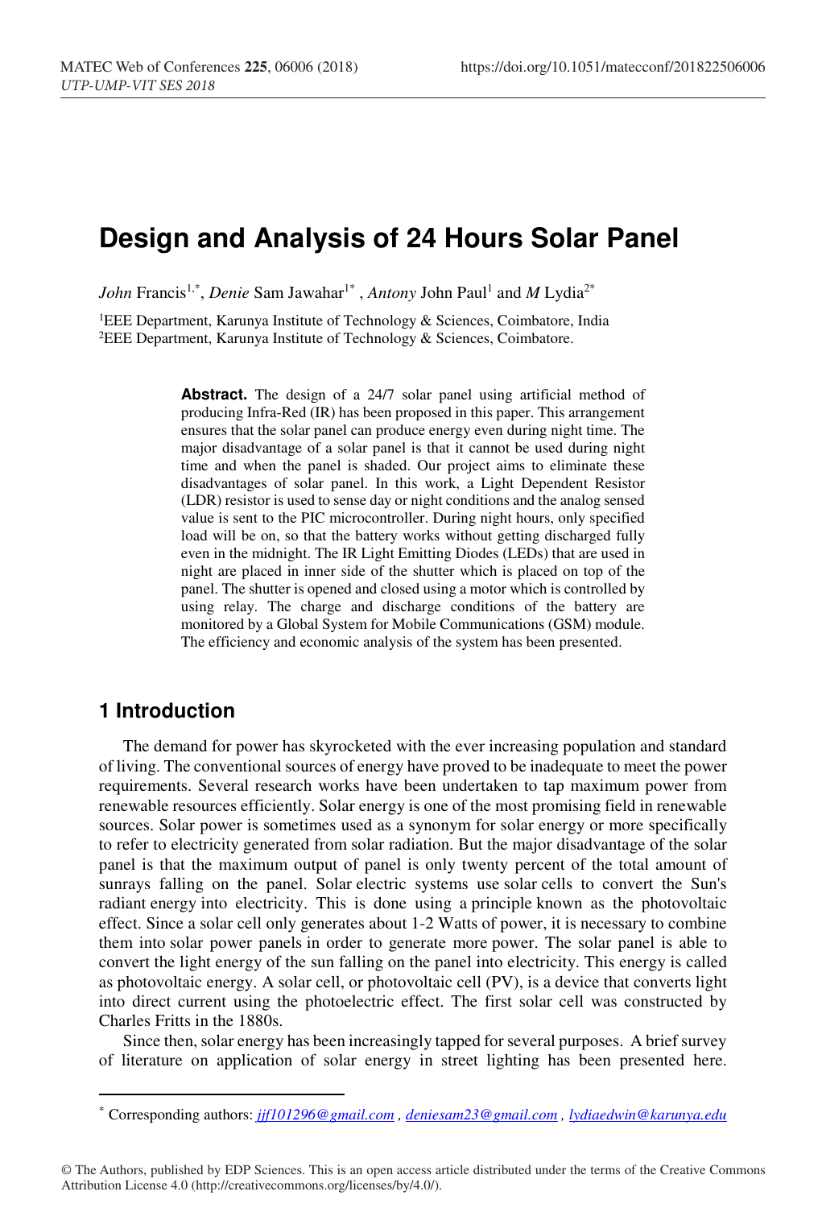# Design and Analysis of 24 Hours Solar Panel

*John* Francis[1,*], *Denie* Sam Jawahar[1*] , *Antony* John Paul[1] and *M* Lydia[2*]

[1]EEE Department, Karunya Institute of Technology & Sciences, Coimbatore, India
[2]EEE Department, Karunya Institute of Technology & Sciences, Coimbatore.

**Abstract.** The design of a 24/7 solar panel using artificial method of producing Infra-Red (IR) has been proposed in this paper. This arrangement ensures that the solar panel can produce energy even during night time. The major disadvantage of a solar panel is that it cannot be used during night time and when the panel is shaded. Our project aims to eliminate these disadvantages of solar panel. In this work, a Light Dependent Resistor (LDR) resistor is used to sense day or night conditions and the analog sensed value is sent to the PIC microcontroller. During night hours, only specified load will be on, so that the battery works without getting discharged fully even in the midnight. The IR Light Emitting Diodes (LEDs) that are used in night are placed in inner side of the shutter which is placed on top of the panel. The shutter is opened and closed using a motor which is controlled by using relay. The charge and discharge conditions of the battery are monitored by a Global System for Mobile Communications (GSM) module. The efficiency and economic analysis of the system has been presented.

## 1 Introduction

The demand for power has skyrocketed with the ever increasing population and standard of living. The conventional sources of energy have proved to be inadequate to meet the power requirements. Several research works have been undertaken to tap maximum power from renewable resources efficiently. Solar energy is one of the most promising field in renewable sources. Solar power is sometimes used as a synonym for solar energy or more specifically to refer to electricity generated from solar radiation. But the major disadvantage of the solar panel is that the maximum output of panel is only twenty percent of the total amount of sunrays falling on the panel. Solar electric systems use solar cells to convert the Sun's radiant energy into electricity. This is done using a principle known as the photovoltaic effect. Since a solar cell only generates about 1-2 Watts of power, it is necessary to combine them into solar power panels in order to generate more power. The solar panel is able to convert the light energy of the sun falling on the panel into electricity. This energy is called as photovoltaic energy. A solar cell, or photovoltaic cell (PV), is a device that converts light into direct current using the photoelectric effect. The first solar cell was constructed by Charles Fritts in the 1880s.

Since then, solar energy has been increasingly tapped for several purposes. A brief survey of literature on application of solar energy in street lighting has been presented here.

[*] Corresponding authors: jjf101296@gmail.com , deniesam23@gmail.com , lydiaedwin@karunya.edu

© The Authors, published by EDP Sciences. This is an open access article distributed under the terms of the Creative Commons Attribution License 4.0 (http://creativecommons.org/licenses/by/4.0/).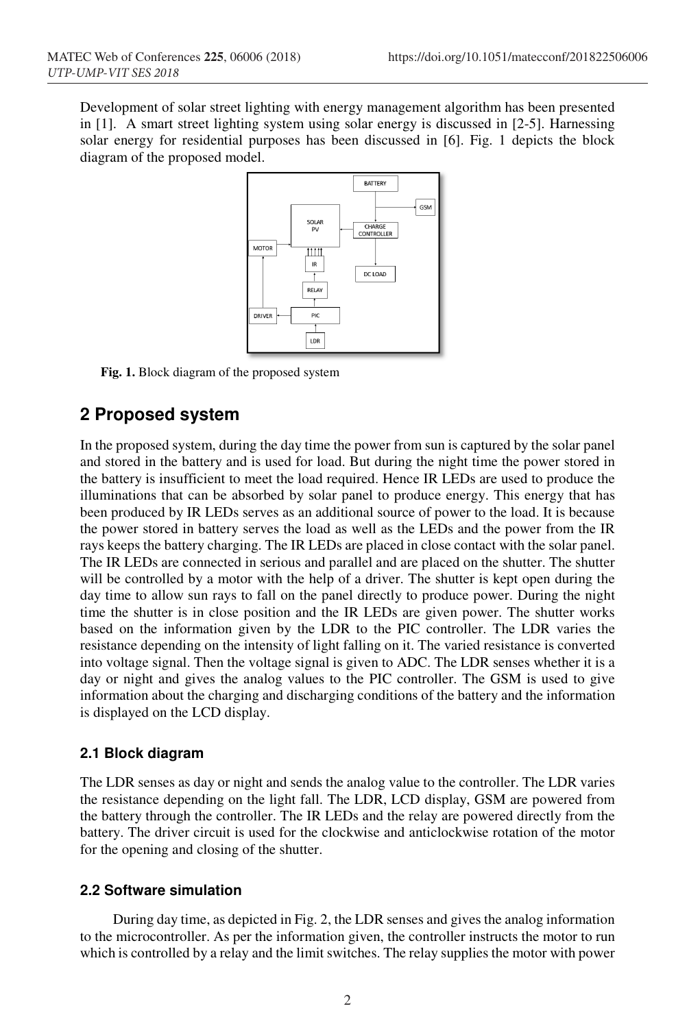Development of solar street lighting with energy management algorithm has been presented in [1]. A smart street lighting system using solar energy is discussed in [2-5]. Harnessing solar energy for residential purposes has been discussed in [6]. Fig. 1 depicts the block diagram of the proposed model.

**Fig. 1.** Block diagram of the proposed system

## 2 Proposed system

In the proposed system, during the day time the power from sun is captured by the solar panel and stored in the battery and is used for load. But during the night time the power stored in the battery is insufficient to meet the load required. Hence IR LEDs are used to produce the illuminations that can be absorbed by solar panel to produce energy. This energy that has been produced by IR LEDs serves as an additional source of power to the load. It is because the power stored in battery serves the load as well as the LEDs and the power from the IR rays keeps the battery charging. The IR LEDs are placed in close contact with the solar panel. The IR LEDs are connected in serious and parallel and are placed on the shutter. The shutter will be controlled by a motor with the help of a driver. The shutter is kept open during the day time to allow sun rays to fall on the panel directly to produce power. During the night time the shutter is in close position and the IR LEDs are given power. The shutter works based on the information given by the LDR to the PIC controller. The LDR varies the resistance depending on the intensity of light falling on it. The varied resistance is converted into voltage signal. Then the voltage signal is given to ADC. The LDR senses whether it is a day or night and gives the analog values to the PIC controller. The GSM is used to give information about the charging and discharging conditions of the battery and the information is displayed on the LCD display.

### 2.1 Block diagram

The LDR senses as day or night and sends the analog value to the controller. The LDR varies the resistance depending on the light fall. The LDR, LCD display, GSM are powered from the battery through the controller. The IR LEDs and the relay are powered directly from the battery. The driver circuit is used for the clockwise and anticlockwise rotation of the motor for the opening and closing of the shutter.

### 2.2 Software simulation

During day time, as depicted in Fig. 2, the LDR senses and gives the analog information to the microcontroller. As per the information given, the controller instructs the motor to run which is controlled by a relay and the limit switches. The relay supplies the motor with power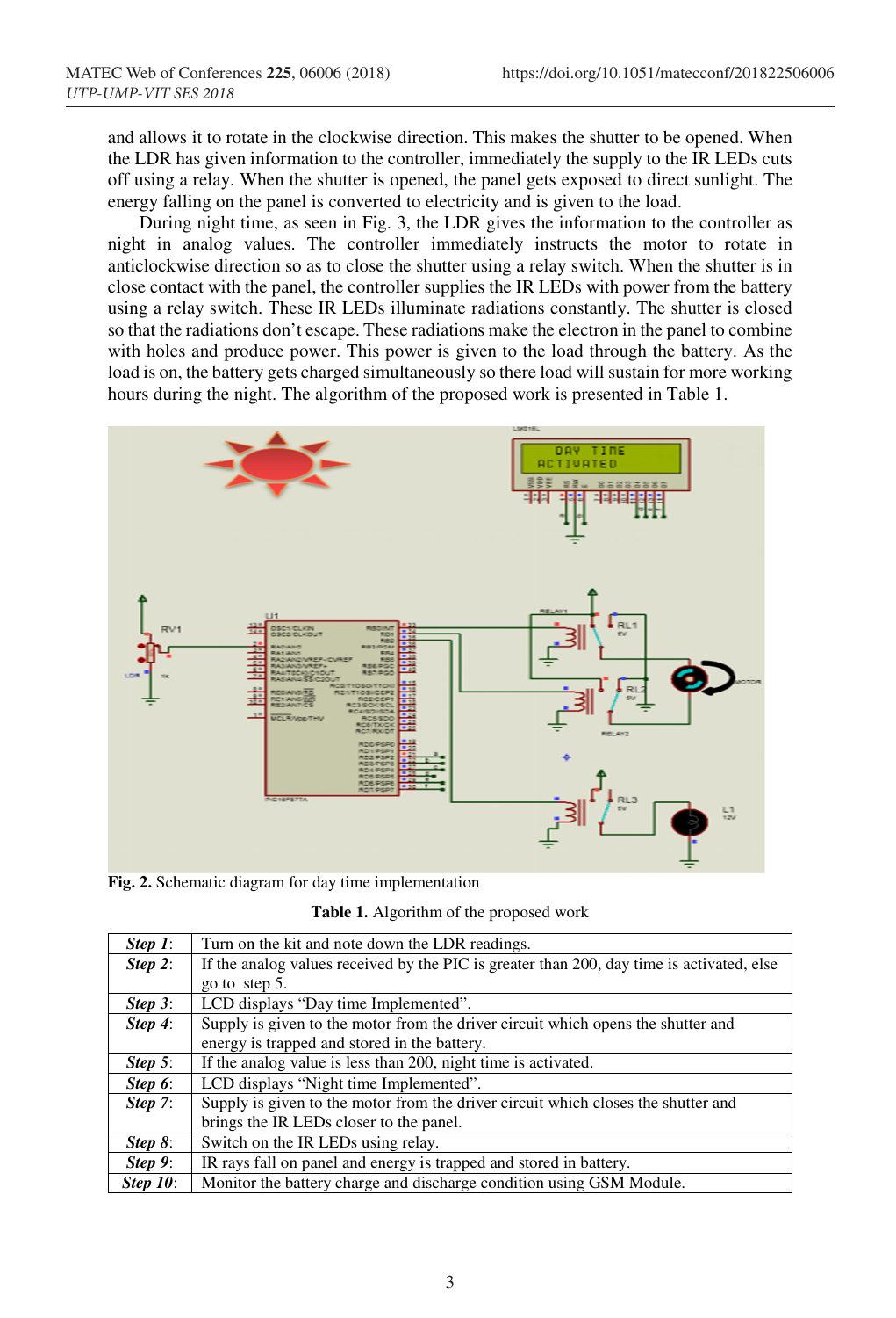and allows it to rotate in the clockwise direction. This makes the shutter to be opened. When the LDR has given information to the controller, immediately the supply to the IR LEDs cuts off using a relay. When the shutter is opened, the panel gets exposed to direct sunlight. The energy falling on the panel is converted to electricity and is given to the load.

During night time, as seen in Fig. 3, the LDR gives the information to the controller as night in analog values. The controller immediately instructs the motor to rotate in anticlockwise direction so as to close the shutter using a relay switch. When the shutter is in close contact with the panel, the controller supplies the IR LEDs with power from the battery using a relay switch. These IR LEDs illuminate radiations constantly. The shutter is closed so that the radiations don't escape. These radiations make the electron in the panel to combine with holes and produce power. This power is given to the load through the battery. As the load is on, the battery gets charged simultaneously so there load will sustain for more working hours during the night. The algorithm of the proposed work is presented in Table 1.

**Fig. 2.** Schematic diagram for day time implementation

**Table 1.** Algorithm of the proposed work

| | |
|---|---|
| ***Step 1***: | Turn on the kit and note down the LDR readings. |
| ***Step 2***: | If the analog values received by the PIC is greater than 200, day time is activated, else go to step 5. |
| ***Step 3***: | LCD displays "Day time Implemented". |
| ***Step 4***: | Supply is given to the motor from the driver circuit which opens the shutter and energy is trapped and stored in the battery. |
| ***Step 5***: | If the analog value is less than 200, night time is activated. |
| ***Step 6***: | LCD displays "Night time Implemented". |
| ***Step 7***: | Supply is given to the motor from the driver circuit which closes the shutter and brings the IR LEDs closer to the panel. |
| ***Step 8***: | Switch on the IR LEDs using relay. |
| ***Step 9***: | IR rays fall on panel and energy is trapped and stored in battery. |
| ***Step 10***: | Monitor the battery charge and discharge condition using GSM Module. |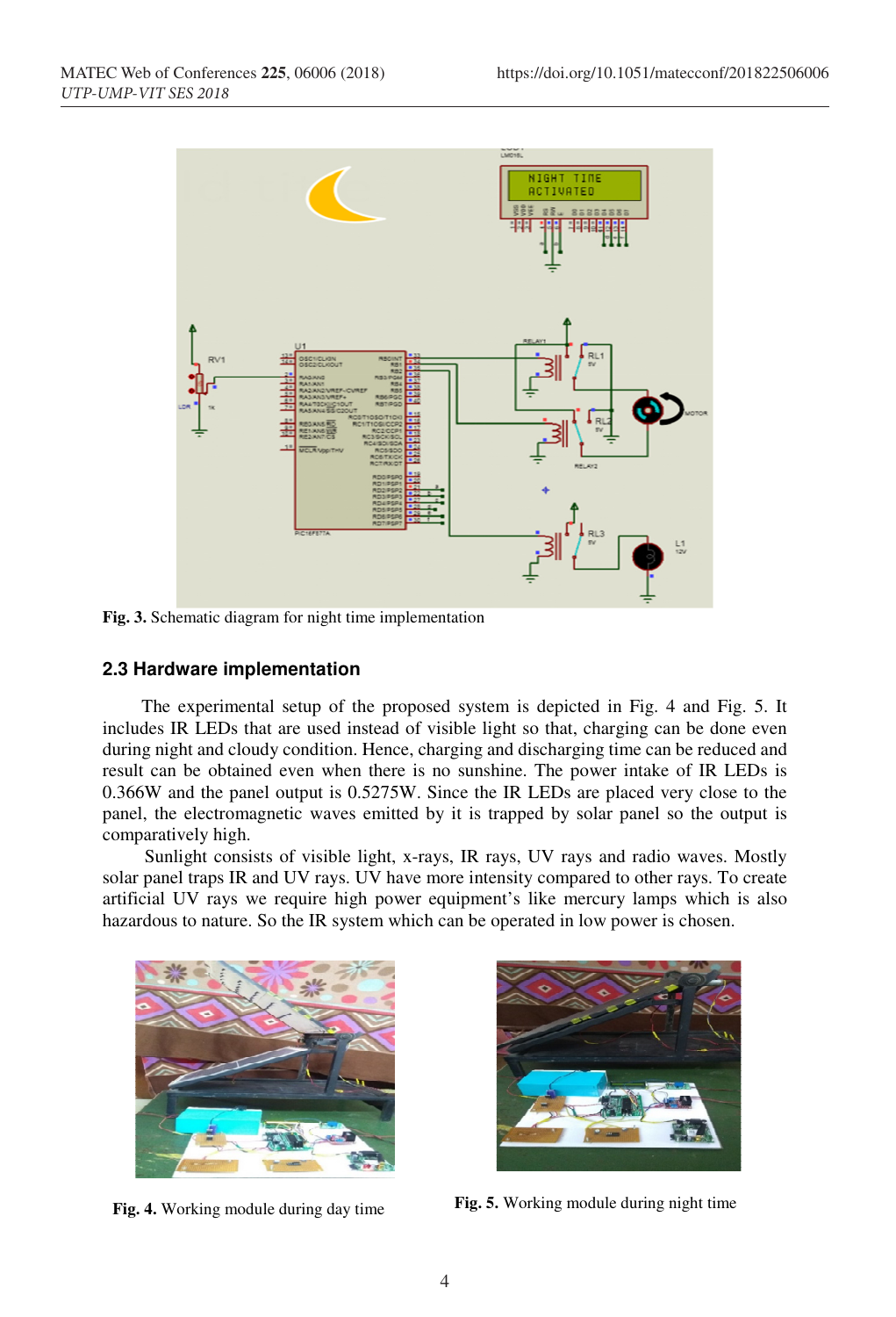Fig. 3. Schematic diagram for night time implementation

### 2.3 Hardware implementation

The experimental setup of the proposed system is depicted in Fig. 4 and Fig. 5. It includes IR LEDs that are used instead of visible light so that, charging can be done even during night and cloudy condition. Hence, charging and discharging time can be reduced and result can be obtained even when there is no sunshine. The power intake of IR LEDs is 0.366W and the panel output is 0.5275W. Since the IR LEDs are placed very close to the panel, the electromagnetic waves emitted by it is trapped by solar panel so the output is comparatively high.

Sunlight consists of visible light, x-rays, IR rays, UV rays and radio waves. Mostly solar panel traps IR and UV rays. UV have more intensity compared to other rays. To create artificial UV rays we require high power equipment's like mercury lamps which is also hazardous to nature. So the IR system which can be operated in low power is chosen.

Fig. 4. Working module during day time

Fig. 5. Working module during night time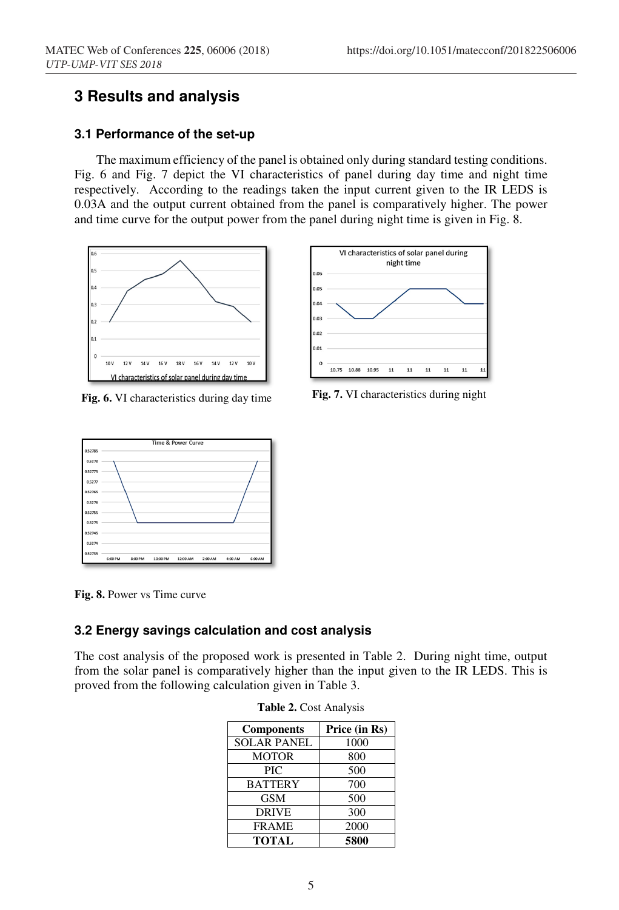## 3 Results and analysis

### 3.1 Performance of the set-up

The maximum efficiency of the panel is obtained only during standard testing conditions. Fig. 6 and Fig. 7 depict the VI characteristics of panel during day time and night time respectively. According to the readings taken the input current given to the IR LEDS is 0.03A and the output current obtained from the panel is comparatively higher. The power and time curve for the output power from the panel during night time is given in Fig. 8.

**Fig. 6.** VI characteristics during day time

**Fig. 7.** VI characteristics during night

**Fig. 8.** Power vs Time curve

### 3.2 Energy savings calculation and cost analysis

The cost analysis of the proposed work is presented in Table 2. During night time, output from the solar panel is comparatively higher than the input given to the IR LEDS. This is proved from the following calculation given in Table 3.

**Table 2.** Cost Analysis

| Components | Price (in Rs) |
|---|---|
| SOLAR PANEL | 1000 |
| MOTOR | 800 |
| PIC | 500 |
| BATTERY | 700 |
| GSM | 500 |
| DRIVE | 300 |
| FRAME | 2000 |
| **TOTAL** | **5800** |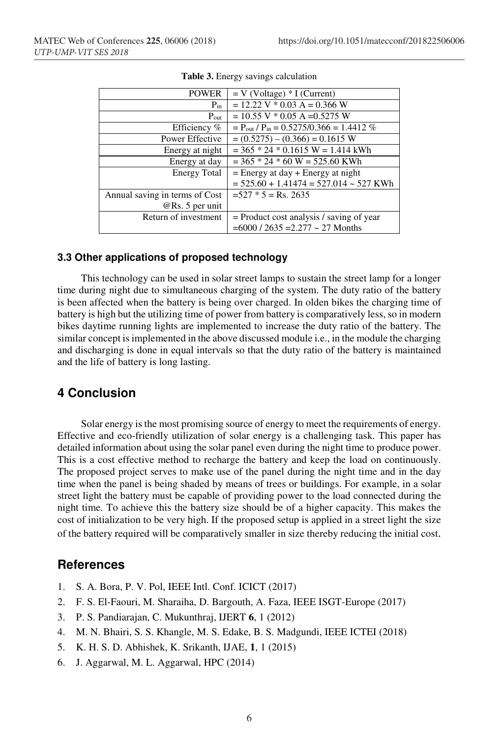**Table 3.** Energy savings calculation

| | |
|---|---|
| POWER | = V (Voltage) * I (Current) |
| $P_{in}$ | = 12.22 V * 0.03 A = 0.366 W |
| $P_{out}$ | = 10.55 V * 0.05 A =0.5275 W |
| Efficiency % | = $P_{out}$ / $P_{in}$ = 0.5275/0.366 = 1.4412 % |
| Power Effective | = (0.5275) – (0.366) = 0.1615 W |
| Energy at night | = 365 * 24 * 0.1615 W = 1.414 kWh |
| Energy at day | = 365 * 24 * 60 W = 525.60 KWh |
| Energy Total | = Energy at day + Energy at night<br>= 525.60 + 1.41474 = 527.014 ~ 527 KWh |
| Annual saving in terms of Cost @Rs. 5 per unit | =527 * 5 = Rs. 2635 |
| Return of investment | = Product cost analysis / saving of year<br>=6000 / 2635 =2.277 ~ 27 Months |

### 3.3 Other applications of proposed technology

This technology can be used in solar street lamps to sustain the street lamp for a longer time during night due to simultaneous charging of the system. The duty ratio of the battery is been affected when the battery is being over charged. In olden bikes the charging time of battery is high but the utilizing time of power from battery is comparatively less, so in modern bikes daytime running lights are implemented to increase the duty ratio of the battery. The similar concept is implemented in the above discussed module i.e., in the module the charging and discharging is done in equal intervals so that the duty ratio of the battery is maintained and the life of battery is long lasting.

## 4 Conclusion

Solar energy is the most promising source of energy to meet the requirements of energy. Effective and eco-friendly utilization of solar energy is a challenging task. This paper has detailed information about using the solar panel even during the night time to produce power. This is a cost effective method to recharge the battery and keep the load on continuously. The proposed project serves to make use of the panel during the night time and in the day time when the panel is being shaded by means of trees or buildings. For example, in a solar street light the battery must be capable of providing power to the load connected during the night time. To achieve this the battery size should be of a higher capacity. This makes the cost of initialization to be very high. If the proposed setup is applied in a street light the size of the battery required will be comparatively smaller in size thereby reducing the initial cost.

## References

1. S. A. Bora, P. V. Pol, IEEE Intl. Conf. ICICT (2017)
2. F. S. El-Faouri, M. Sharaiha, D. Bargouth, A. Faza, IEEE ISGT-Europe (2017)
3. P. S. Pandiarajan, C. Mukunthraj, IJERT **6**, 1 (2012)
4. M. N. Bhairi, S. S. Khangle, M. S. Edake, B. S. Madgundi, IEEE ICTEI (2018)
5. K. H. S. D. Abhishek, K. Srikanth, IJAE, **1**, 1 (2015)
6. J. Aggarwal, M. L. Aggarwal, HPC (2014)